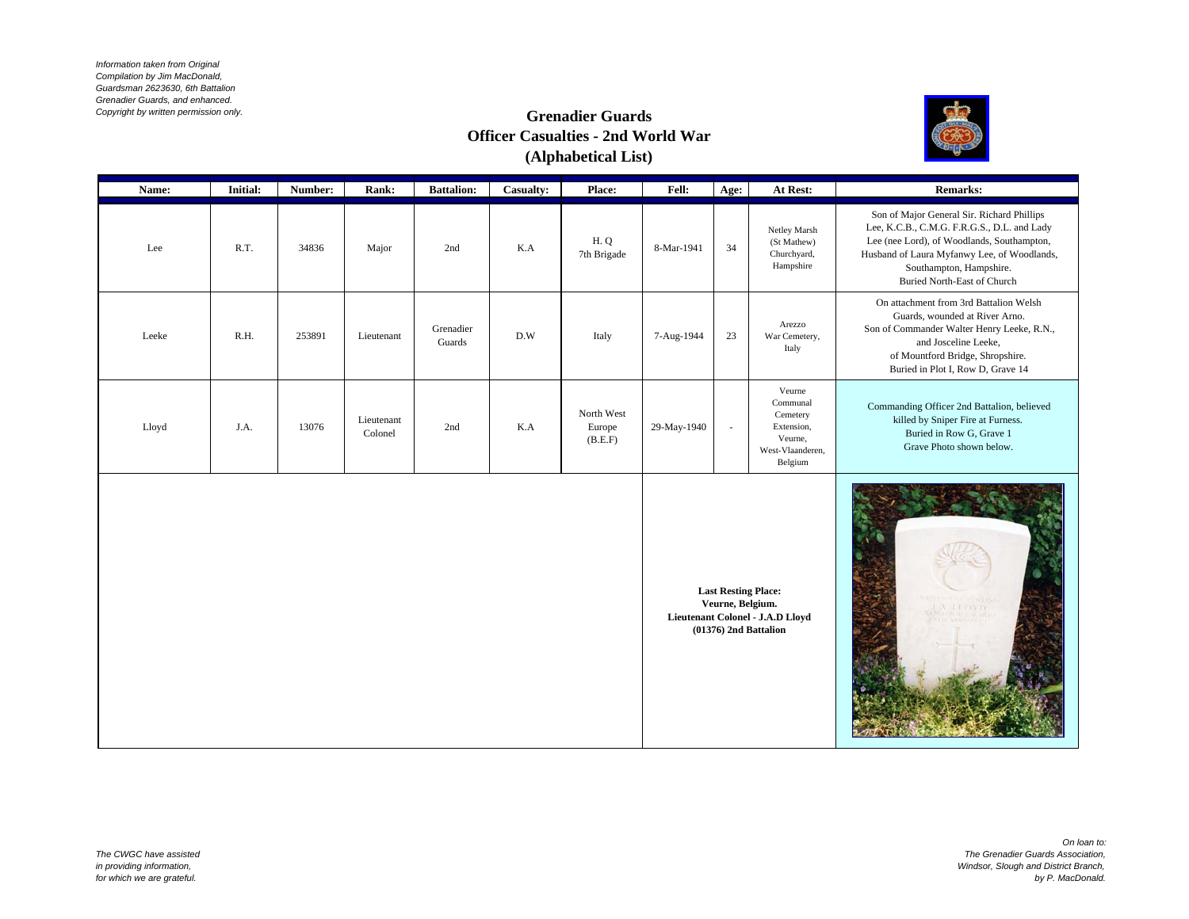*Information taken from Original Compilation by Jim MacDonald, Guardsman 2623630, 6th Battalion Grenadier Guards, and enhanced. Copyright by written permission only.*

# Grenadier Guards
## Officer Casualties - 2nd World War
## (Alphabetical List)

| Name: | Initial: | Number: | Rank: | Battalion: | Casualty: | Place: | Fell: | Age: | At Rest: | Remarks: |
|---|---|---|---|---|---|---|---|---|---|---|
| Lee | R.T. | 34836 | Major | 2nd | K.A | H. Q 7th Brigade | 8-Mar-1941 | 34 | Netley Marsh (St Mathew) Churchyard, Hampshire | Son of Major General Sir. Richard Phillips Lee, K.C.B., C.M.G. F.R.G.S., D.L. and Lady Lee (nee Lord), of Woodlands, Southampton, Husband of Laura Myfanwy Lee, of Woodlands, Southampton, Hampshire. Buried North-East of Church |
| Leeke | R.H. | 253891 | Lieutenant | Grenadier Guards | D.W | Italy | 7-Aug-1944 | 23 | Arezzo War Cemetery, Italy | On attachment from 3rd Battalion Welsh Guards, wounded at River Arno. Son of Commander Walter Henry Leeke, R.N., and Josceline Leeke, of Mountford Bridge, Shropshire. Buried in Plot I, Row D, Grave 14 |
| Lloyd | J.A. | 13076 | Lieutenant Colonel | 2nd | K.A | North West Europe (B.E.F) | 29-May-1940 | - | Veurne Communal Cemetery Extension, Veurne, West-Vlaanderen, Belgium | Commanding Officer 2nd Battalion, believed killed by Sniper Fire at Furness. Buried in Row G, Grave 1 Grave Photo shown below. |

**Last Resting Place:**
**Veurne, Belgium.**
**Lieutenant Colonel - J.A.D Lloyd**
**(01376) 2nd Battalion**

*The CWGC have assisted in providing information, for which we are grateful.*

*On loan to: The Grenadier Guards Association, Windsor, Slough and District Branch, by P. MacDonald.*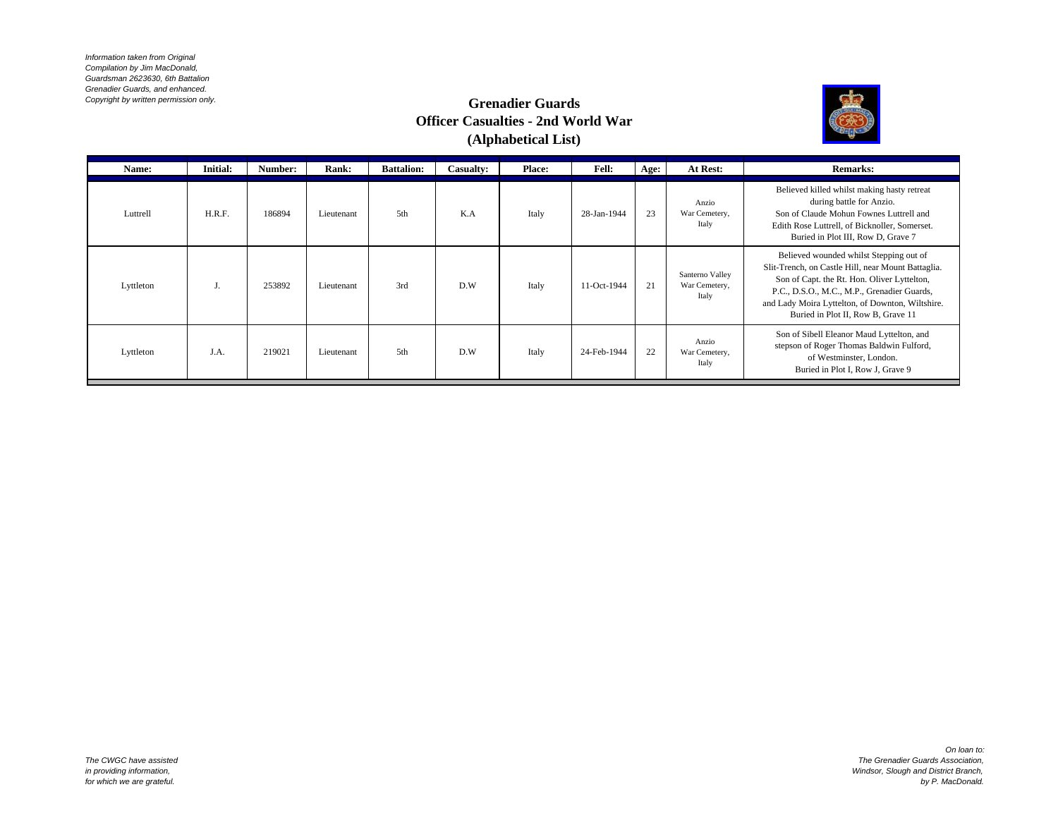*Information taken from Original Compilation by Jim MacDonald, Guardsman 2623630, 6th Battalion Grenadier Guards, and enhanced. Copyright by written permission only.*

# Grenadier Guards
## Officer Casualties - 2nd World War
## (Alphabetical List)

| Name: | Initial: | Number: | Rank: | Battalion: | Casualty: | Place: | Fell: | Age: | At Rest: | Remarks: |
|---|---|---|---|---|---|---|---|---|---|---|
| Luttrell | H.R.F. | 186894 | Lieutenant | 5th | K.A | Italy | 28-Jan-1944 | 23 | Anzio War Cemetery, Italy | Believed killed whilst making hasty retreat during battle for Anzio. Son of Claude Mohun Fownes Luttrell and Edith Rose Luttrell, of Bicknoller, Somerset. Buried in Plot III, Row D, Grave 7 |
| Lyttleton | J. | 253892 | Lieutenant | 3rd | D.W | Italy | 11-Oct-1944 | 21 | Santerno Valley War Cemetery, Italy | Believed wounded whilst Stepping out of Slit-Trench, on Castle Hill, near Mount Battaglia. Son of Capt. the Rt. Hon. Oliver Lyttelton, P.C., D.S.O., M.C., M.P., Grenadier Guards, and Lady Moira Lyttelton, of Downton, Wiltshire. Buried in Plot II, Row B, Grave 11 |
| Lyttleton | J.A. | 219021 | Lieutenant | 5th | D.W | Italy | 24-Feb-1944 | 22 | Anzio War Cemetery, Italy | Son of Sibell Eleanor Maud Lyttelton, and stepson of Roger Thomas Baldwin Fulford, of Westminster, London. Buried in Plot I, Row J, Grave 9 |

*The CWGC have assisted in providing information, for which we are grateful.*

*On loan to: The Grenadier Guards Association, Windsor, Slough and District Branch, by P. MacDonald.*